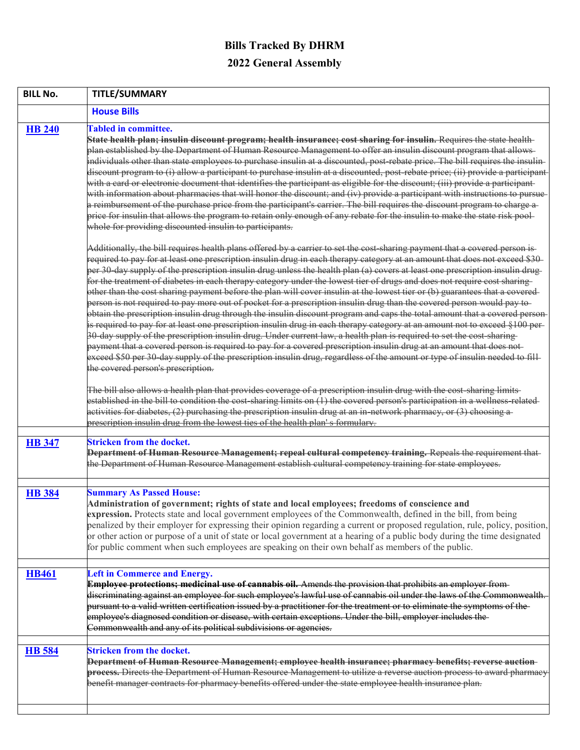# Bills Tracked By DHRM

## 2022 General Assembly

| BILL No. | TITLE/SUMMARY |
|---|---|
| | **House Bills** |
| **HB 240** | **Tabled in committee.**<br>~~**State health plan; insulin discount program; health insurance; cost sharing for insulin.** Requires the state health plan established by the Department of Human Resource Management to offer an insulin discount program that allows individuals other than state employees to purchase insulin at a discounted, post-rebate price. The bill requires the insulin discount program to (i) allow a participant to purchase insulin at a discounted, post-rebate price; (ii) provide a participant with a card or electronic document that identifies the participant as eligible for the discount; (iii) provide a participant with information about pharmacies that will honor the discount; and (iv) provide a participant with instructions to pursue a reimbursement of the purchase price from the participant's carrier. The bill requires the discount program to charge a price for insulin that allows the program to retain only enough of any rebate for the insulin to make the state risk pool whole for providing discounted insulin to participants.~~<br><br>~~Additionally, the bill requires health plans offered by a carrier to set the cost-sharing payment that a covered person is required to pay for at least one prescription insulin drug in each therapy category at an amount that does not exceed $30 per 30-day supply of the prescription insulin drug unless the health plan (a) covers at least one prescription insulin drug for the treatment of diabetes in each therapy category under the lowest tier of drugs and does not require cost sharing other than the cost sharing payment before the plan will cover insulin at the lowest tier or (b) guarantees that a covered person is not required to pay more out of pocket for a prescription insulin drug than the covered person would pay to obtain the prescription insulin drug through the insulin discount program and caps the total amount that a covered person is required to pay for at least one prescription insulin drug in each therapy category at an amount not to exceed $100 per 30-day supply of the prescription insulin drug. Under current law, a health plan is required to set the cost-sharing payment that a covered person is required to pay for a covered prescription insulin drug at an amount that does not exceed $50 per 30-day supply of the prescription insulin drug, regardless of the amount or type of insulin needed to fill the covered person's prescription.~~<br><br>~~The bill also allows a health plan that provides coverage of a prescription insulin drug with the cost-sharing limits established in the bill to condition the cost-sharing limits on (1) the covered person's participation in a wellness-related activities for diabetes, (2) purchasing the prescription insulin drug at an in-network pharmacy, or (3) choosing a prescription insulin drug from the lowest ties of the health plan' s formulary.~~ |
| **HB 347** | **Stricken from the docket.**<br>~~**Department of Human Resource Management; repeal cultural competency training.** Repeals the requirement that the Department of Human Resource Management establish cultural competency training for state employees.~~ |
| **HB 384** | **Summary As Passed House:**<br>**Administration of government; rights of state and local employees; freedoms of conscience and expression.** Protects state and local government employees of the Commonwealth, defined in the bill, from being penalized by their employer for expressing their opinion regarding a current or proposed regulation, rule, policy, position, or other action or purpose of a unit of state or local government at a hearing of a public body during the time designated for public comment when such employees are speaking on their own behalf as members of the public. |
| **HB461** | **Left in Commerce and Energy.**<br>~~**Employee protections; medicinal use of cannabis oil.** Amends the provision that prohibits an employer from discriminating against an employee for such employee's lawful use of cannabis oil under the laws of the Commonwealth. pursuant to a valid written certification issued by a practitioner for the treatment or to eliminate the symptoms of the employee's diagnosed condition or disease, with certain exceptions. Under the bill, employer includes the Commonwealth and any of its political subdivisions or agencies.~~ |
| **HB 584** | **Stricken from the docket.**<br>~~**Department of Human Resource Management; employee health insurance; pharmacy benefits; reverse auction process.** Directs the Department of Human Resource Management to utilize a reverse auction process to award pharmacy benefit manager contracts for pharmacy benefits offered under the state employee health insurance plan.~~ |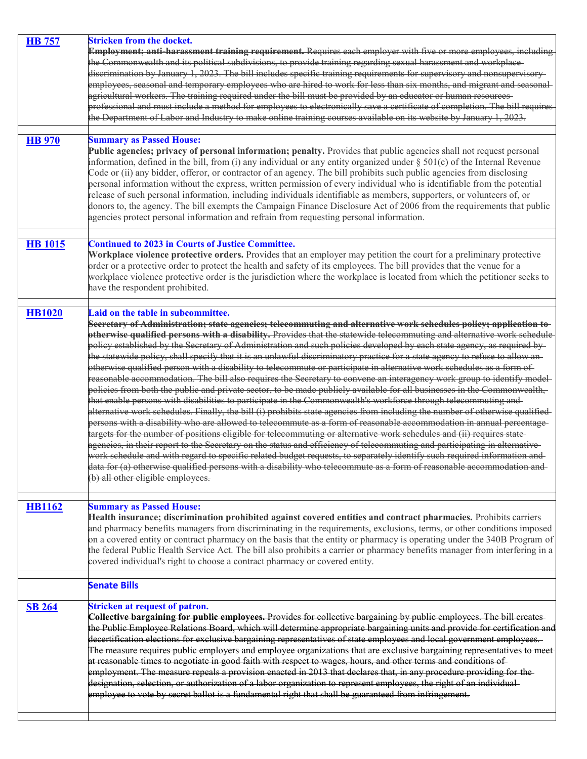| | |
|---|---|
| **HB 757** | **Stricken from the docket.**<br>~~**Employment; anti-harassment training requirement.** Requires each employer with five or more employees, including the Commonwealth and its political subdivisions, to provide training regarding sexual harassment and workplace discrimination by January 1, 2023. The bill includes specific training requirements for supervisory and nonsupervisory employees, seasonal and temporary employees who are hired to work for less than six months, and migrant and seasonal agricultural workers. The training required under the bill must be provided by an educator or human resources professional and must include a method for employees to electronically save a certificate of completion. The bill requires the Department of Labor and Industry to make online training courses available on its website by January 1, 2023.~~ |
| **HB 970** | **Summary as Passed House:**<br>**Public agencies; privacy of personal information; penalty.** Provides that public agencies shall not request personal information, defined in the bill, from (i) any individual or any entity organized under § 501(c) of the Internal Revenue Code or (ii) any bidder, offeror, or contractor of an agency. The bill prohibits such public agencies from disclosing personal information without the express, written permission of every individual who is identifiable from the potential release of such personal information, including individuals identifiable as members, supporters, or volunteers of, or donors to, the agency. The bill exempts the Campaign Finance Disclosure Act of 2006 from the requirements that public agencies protect personal information and refrain from requesting personal information. |
| **HB 1015** | **Continued to 2023 in Courts of Justice Committee.**<br>**Workplace violence protective orders.** Provides that an employer may petition the court for a preliminary protective order or a protective order to protect the health and safety of its employees. The bill provides that the venue for a workplace violence protective order is the jurisdiction where the workplace is located from which the petitioner seeks to have the respondent prohibited. |
| **HB1020** | **Laid on the table in subcommittee.**<br>~~**Secretary of Administration; state agencies; telecommuting and alternative work schedules policy; application to otherwise qualified persons with a disability.** Provides that the statewide telecommuting and alternative work schedule policy established by the Secretary of Administration and such policies developed by each state agency, as required by the statewide policy, shall specify that it is an unlawful discriminatory practice for a state agency to refuse to allow an otherwise qualified person with a disability to telecommute or participate in alternative work schedules as a form of reasonable accommodation. The bill also requires the Secretary to convene an interagency work group to identify model policies from both the public and private sector, to be made publicly available for all businesses in the Commonwealth, that enable persons with disabilities to participate in the Commonwealth's workforce through telecommuting and alternative work schedules. Finally, the bill (i) prohibits state agencies from including the number of otherwise qualified persons with a disability who are allowed to telecommute as a form of reasonable accommodation in annual percentage targets for the number of positions eligible for telecommuting or alternative work schedules and (ii) requires state agencies, in their report to the Secretary on the status and efficiency of telecommuting and participating in alternative work schedule and with regard to specific related budget requests, to separately identify such required information and data for (a) otherwise qualified persons with a disability who telecommute as a form of reasonable accommodation and (b) all other eligible employees.~~ |
| **HB1162** | **Summary as Passed House:**<br>**Health insurance; discrimination prohibited against covered entities and contract pharmacies.** Prohibits carriers and pharmacy benefits managers from discriminating in the requirements, exclusions, terms, or other conditions imposed on a covered entity or contract pharmacy on the basis that the entity or pharmacy is operating under the 340B Program of the federal Public Health Service Act. The bill also prohibits a carrier or pharmacy benefits manager from interfering in a covered individual's right to choose a contract pharmacy or covered entity. |
| | **Senate Bills** |
| **SB 264** | **Stricken at request of patron.**<br>~~**Collective bargaining for public employees.** Provides for collective bargaining by public employees. The bill creates the Public Employee Relations Board, which will determine appropriate bargaining units and provide for certification and decertification elections for exclusive bargaining representatives of state employees and local government employees. The measure requires public employers and employee organizations that are exclusive bargaining representatives to meet at reasonable times to negotiate in good faith with respect to wages, hours, and other terms and conditions of employment. The measure repeals a provision enacted in 2013 that declares that, in any procedure providing for the designation, selection, or authorization of a labor organization to represent employees, the right of an individual employee to vote by secret ballot is a fundamental right that shall be guaranteed from infringement.~~ |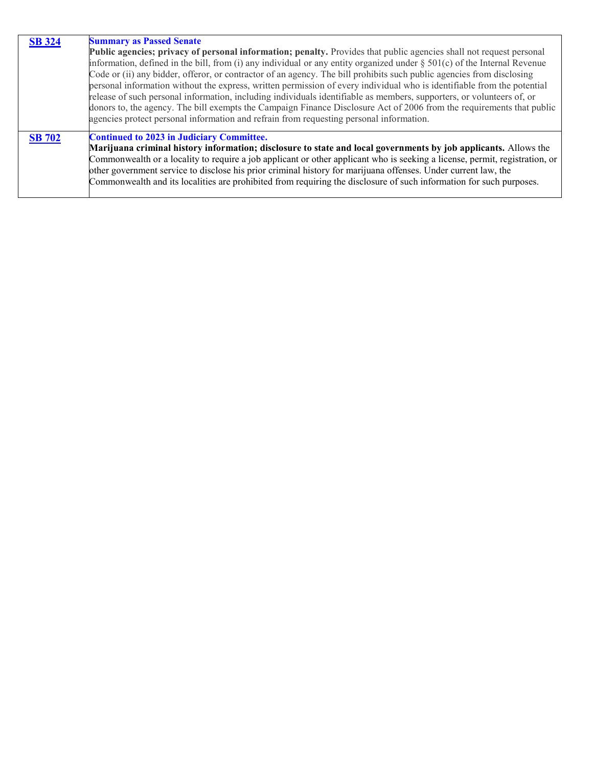| | |
|---|---|
| **SB 324** | **Summary as Passed Senate**<br>**Public agencies; privacy of personal information; penalty.** Provides that public agencies shall not request personal information, defined in the bill, from (i) any individual or any entity organized under § 501(c) of the Internal Revenue Code or (ii) any bidder, offeror, or contractor of an agency. The bill prohibits such public agencies from disclosing personal information without the express, written permission of every individual who is identifiable from the potential release of such personal information, including individuals identifiable as members, supporters, or volunteers of, or donors to, the agency. The bill exempts the Campaign Finance Disclosure Act of 2006 from the requirements that public agencies protect personal information and refrain from requesting personal information. |
| **SB 702** | **Continued to 2023 in Judiciary Committee.**<br>**Marijuana criminal history information; disclosure to state and local governments by job applicants.** Allows the Commonwealth or a locality to require a job applicant or other applicant who is seeking a license, permit, registration, or other government service to disclose his prior criminal history for marijuana offenses. Under current law, the Commonwealth and its localities are prohibited from requiring the disclosure of such information for such purposes. |